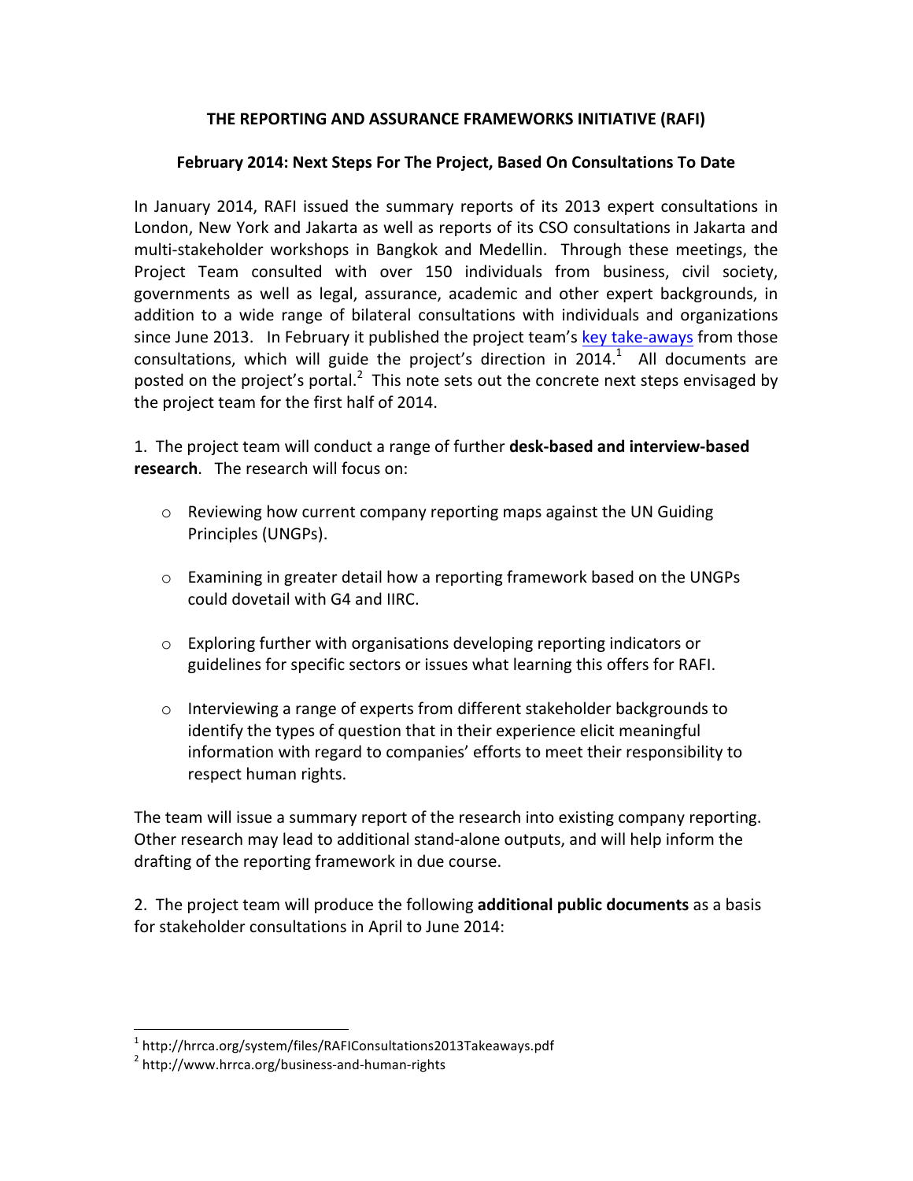**THE REPORTING AND ASSURANCE FRAMEWORKS INITIATIVE (RAFI)**

**February 2014: Next Steps For The Project, Based On Consultations To Date**

In January 2014, RAFI issued the summary reports of its 2013 expert consultations in London, New York and Jakarta as well as reports of its CSO consultations in Jakarta and multi-stakeholder workshops in Bangkok and Medellin. Through these meetings, the Project Team consulted with over 150 individuals from business, civil society, governments as well as legal, assurance, academic and other expert backgrounds, in addition to a wide range of bilateral consultations with individuals and organizations since June 2013. In February it published the project team's key take-aways from those consultations, which will guide the project's direction in 2014.[1] All documents are posted on the project's portal.[2] This note sets out the concrete next steps envisaged by the project team for the first half of 2014.

1. The project team will conduct a range of further **desk-based and interview-based research**. The research will focus on:

- Reviewing how current company reporting maps against the UN Guiding Principles (UNGPs).
- Examining in greater detail how a reporting framework based on the UNGPs could dovetail with G4 and IIRC.
- Exploring further with organisations developing reporting indicators or guidelines for specific sectors or issues what learning this offers for RAFI.
- Interviewing a range of experts from different stakeholder backgrounds to identify the types of question that in their experience elicit meaningful information with regard to companies' efforts to meet their responsibility to respect human rights.

The team will issue a summary report of the research into existing company reporting. Other research may lead to additional stand-alone outputs, and will help inform the drafting of the reporting framework in due course.

2. The project team will produce the following **additional public documents** as a basis for stakeholder consultations in April to June 2014:

[1] http://hrrca.org/system/files/RAFIConsultations2013Takeaways.pdf

[2] http://www.hrrca.org/business-and-human-rights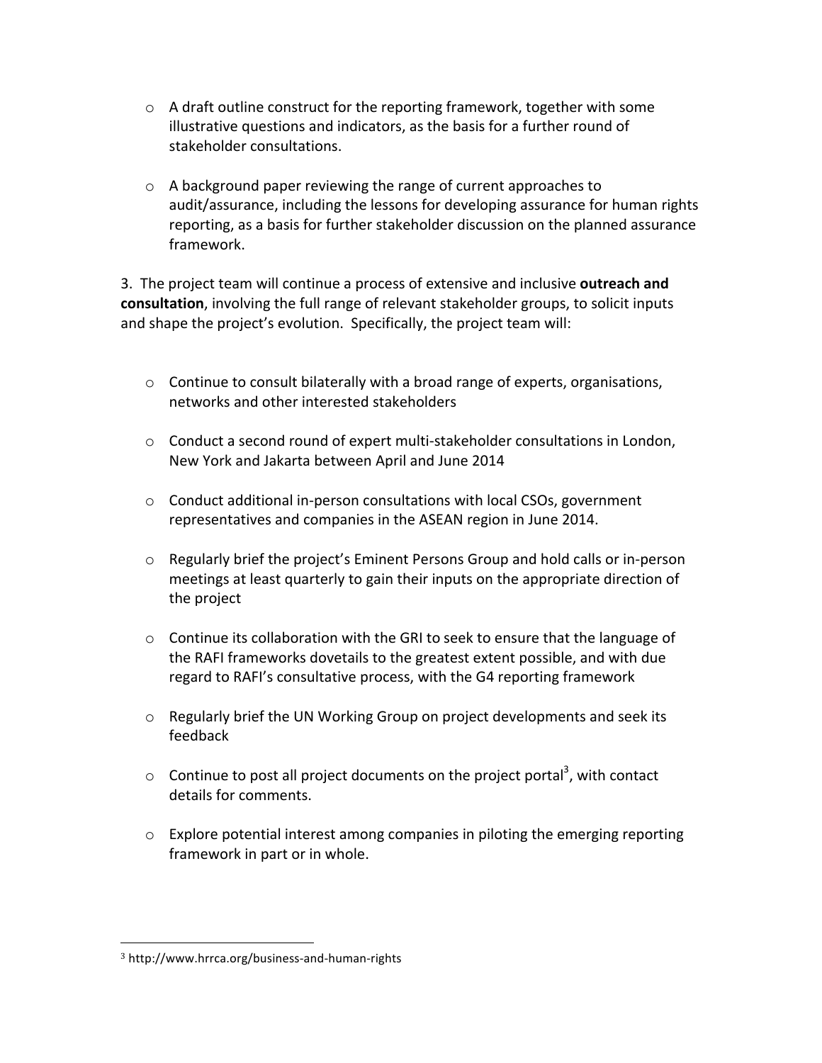- A draft outline construct for the reporting framework, together with some illustrative questions and indicators, as the basis for a further round of stakeholder consultations.

- A background paper reviewing the range of current approaches to audit/assurance, including the lessons for developing assurance for human rights reporting, as a basis for further stakeholder discussion on the planned assurance framework.

3. The project team will continue a process of extensive and inclusive **outreach and consultation**, involving the full range of relevant stakeholder groups, to solicit inputs and shape the project's evolution. Specifically, the project team will:

- Continue to consult bilaterally with a broad range of experts, organisations, networks and other interested stakeholders

- Conduct a second round of expert multi-stakeholder consultations in London, New York and Jakarta between April and June 2014

- Conduct additional in-person consultations with local CSOs, government representatives and companies in the ASEAN region in June 2014.

- Regularly brief the project's Eminent Persons Group and hold calls or in-person meetings at least quarterly to gain their inputs on the appropriate direction of the project

- Continue its collaboration with the GRI to seek to ensure that the language of the RAFI frameworks dovetails to the greatest extent possible, and with due regard to RAFI's consultative process, with the G4 reporting framework

- Regularly brief the UN Working Group on project developments and seek its feedback

- Continue to post all project documents on the project portal[3], with contact details for comments.

- Explore potential interest among companies in piloting the emerging reporting framework in part or in whole.

[3] http://www.hrrca.org/business-and-human-rights